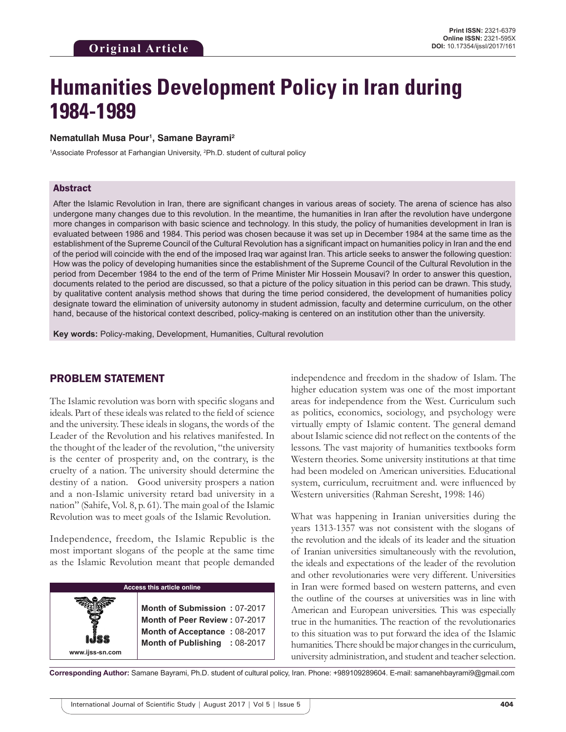Original Article

**Print ISSN:** 2321-6379
**Online ISSN:** 2321-595X
**DOI:** 10.17354/ijssI/2017/161

# Humanities Development Policy in Iran during 1984-1989

**Nematullah Musa Pour[1], Samane Bayrami[2]**

[1]Associate Professor at Farhangian University, [2]Ph.D. student of cultural policy

## Abstract

After the Islamic Revolution in Iran, there are significant changes in various areas of society. The arena of science has also undergone many changes due to this revolution. In the meantime, the humanities in Iran after the revolution have undergone more changes in comparison with basic science and technology. In this study, the policy of humanities development in Iran is evaluated between 1986 and 1984. This period was chosen because it was set up in December 1984 at the same time as the establishment of the Supreme Council of the Cultural Revolution has a significant impact on humanities policy in Iran and the end of the period will coincide with the end of the imposed Iraq war against Iran. This article seeks to answer the following question: How was the policy of developing humanities since the establishment of the Supreme Council of the Cultural Revolution in the period from December 1984 to the end of the term of Prime Minister Mir Hossein Mousavi? In order to answer this question, documents related to the period are discussed, so that a picture of the policy situation in this period can be drawn. This study, by qualitative content analysis method shows that during the time period considered, the development of humanities policy designate toward the elimination of university autonomy in student admission, faculty and determine curriculum, on the other hand, because of the historical context described, policy-making is centered on an institution other than the university.

**Key words:** Policy-making, Development, Humanities, Cultural revolution

## PROBLEM STATEMENT

The Islamic revolution was born with specific slogans and ideals. Part of these ideals was related to the field of science and the university. These ideals in slogans, the words of the Leader of the Revolution and his relatives manifested. In the thought of the leader of the revolution, "the university is the center of prosperity and, on the contrary, is the cruelty of a nation. The university should determine the destiny of a nation. Good university prospers a nation and a non-Islamic university retard bad university in a nation" (Sahife, Vol. 8, p. 61). The main goal of the Islamic Revolution was to meet goals of the Islamic Revolution.

Independence, freedom, the Islamic Republic is the most important slogans of the people at the same time as the Islamic Revolution meant that people demanded independence and freedom in the shadow of Islam. The higher education system was one of the most important areas for independence from the West. Curriculum such as politics, economics, sociology, and psychology were virtually empty of Islamic content. The general demand about Islamic science did not reflect on the contents of the lessons. The vast majority of humanities textbooks form Western theories. Some university institutions at that time had been modeled on American universities. Educational system, curriculum, recruitment and. were influenced by Western universities (Rahman Seresht, 1998: 146)

What was happening in Iranian universities during the years 1313-1357 was not consistent with the slogans of the revolution and the ideals of its leader and the situation of Iranian universities simultaneously with the revolution, the ideals and expectations of the leader of the revolution and other revolutionaries were very different. Universities in Iran were formed based on western patterns, and even the outline of the courses at universities was in line with American and European universities. This was especially true in the humanities. The reaction of the revolutionaries to this situation was to put forward the idea of the Islamic humanities. There should be major changes in the curriculum, university administration, and student and teacher selection.

**Access this article online**

www.ijss-sn.com

**Month of Submission :** 07-2017
**Month of Peer Review :** 07-2017
**Month of Acceptance :** 08-2017
**Month of Publishing :** 08-2017

**Corresponding Author:** Samane Bayrami, Ph.D. student of cultural policy, Iran. Phone: +989109289604. E-mail: samanehbayrami9@gmail.com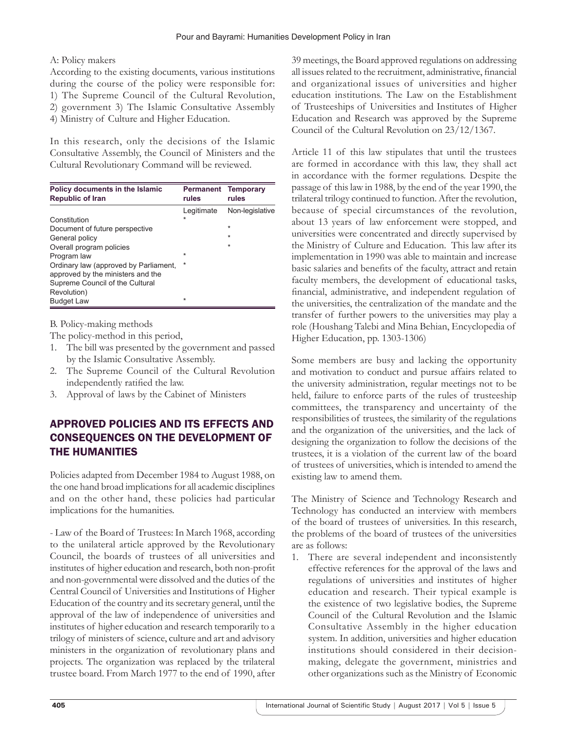A: Policy makers

According to the existing documents, various institutions during the course of the policy were responsible for: 1) The Supreme Council of the Cultural Revolution, 2) government 3) The Islamic Consultative Assembly 4) Ministry of Culture and Higher Education.

In this research, only the decisions of the Islamic Consultative Assembly, the Council of Ministers and the Cultural Revolutionary Command will be reviewed.

| Policy documents in the Islamic Republic of Iran | Permanent rules | Temporary rules |
|---|---|---|
| | Legitimate | Non-legislative |
| Constitution | * | |
| Document of future perspective | | * |
| General policy | | * |
| Overall program policies | | * |
| Program law | * | |
| Ordinary law (approved by Parliament, approved by the ministers and the Supreme Council of the Cultural Revolution) | * | |
| Budget Law | * | |

B. Policy-making methods

The policy-method in this period,

1. The bill was presented by the government and passed by the Islamic Consultative Assembly.
2. The Supreme Council of the Cultural Revolution independently ratified the law.
3. Approval of laws by the Cabinet of Ministers

## APPROVED POLICIES AND ITS EFFECTS AND CONSEQUENCES ON THE DEVELOPMENT OF THE HUMANITIES

Policies adapted from December 1984 to August 1988, on the one hand broad implications for all academic disciplines and on the other hand, these policies had particular implications for the humanities.

- Law of the Board of Trustees: In March 1968, according to the unilateral article approved by the Revolutionary Council, the boards of trustees of all universities and institutes of higher education and research, both non-profit and non-governmental were dissolved and the duties of the Central Council of Universities and Institutions of Higher Education of the country and its secretary general, until the approval of the law of independence of universities and institutes of higher education and research temporarily to a trilogy of ministers of science, culture and art and advisory ministers in the organization of revolutionary plans and projects. The organization was replaced by the trilateral trustee board. From March 1977 to the end of 1990, after 39 meetings, the Board approved regulations on addressing all issues related to the recruitment, administrative, financial and organizational issues of universities and higher education institutions. The Law on the Establishment of Trusteeships of Universities and Institutes of Higher Education and Research was approved by the Supreme Council of the Cultural Revolution on 23/12/1367.

Article 11 of this law stipulates that until the trustees are formed in accordance with this law, they shall act in accordance with the former regulations. Despite the passage of this law in 1988, by the end of the year 1990, the trilateral trilogy continued to function. After the revolution, because of special circumstances of the revolution, about 13 years of law enforcement were stopped, and universities were concentrated and directly supervised by the Ministry of Culture and Education. This law after its implementation in 1990 was able to maintain and increase basic salaries and benefits of the faculty, attract and retain faculty members, the development of educational tasks, financial, administrative, and independent regulation of the universities, the centralization of the mandate and the transfer of further powers to the universities may play a role (Houshang Talebi and Mina Behian, Encyclopedia of Higher Education, pp. 1303-1306)

Some members are busy and lacking the opportunity and motivation to conduct and pursue affairs related to the university administration, regular meetings not to be held, failure to enforce parts of the rules of trusteeship committees, the transparency and uncertainty of the responsibilities of trustees, the similarity of the regulations and the organization of the universities, and the lack of designing the organization to follow the decisions of the trustees, it is a violation of the current law of the board of trustees of universities, which is intended to amend the existing law to amend them.

The Ministry of Science and Technology Research and Technology has conducted an interview with members of the board of trustees of universities. In this research, the problems of the board of trustees of the universities are as follows:

1. There are several independent and inconsistently effective references for the approval of the laws and regulations of universities and institutes of higher education and research. Their typical example is the existence of two legislative bodies, the Supreme Council of the Cultural Revolution and the Islamic Consultative Assembly in the higher education system. In addition, universities and higher education institutions should considered in their decision-making, delegate the government, ministries and other organizations such as the Ministry of Economic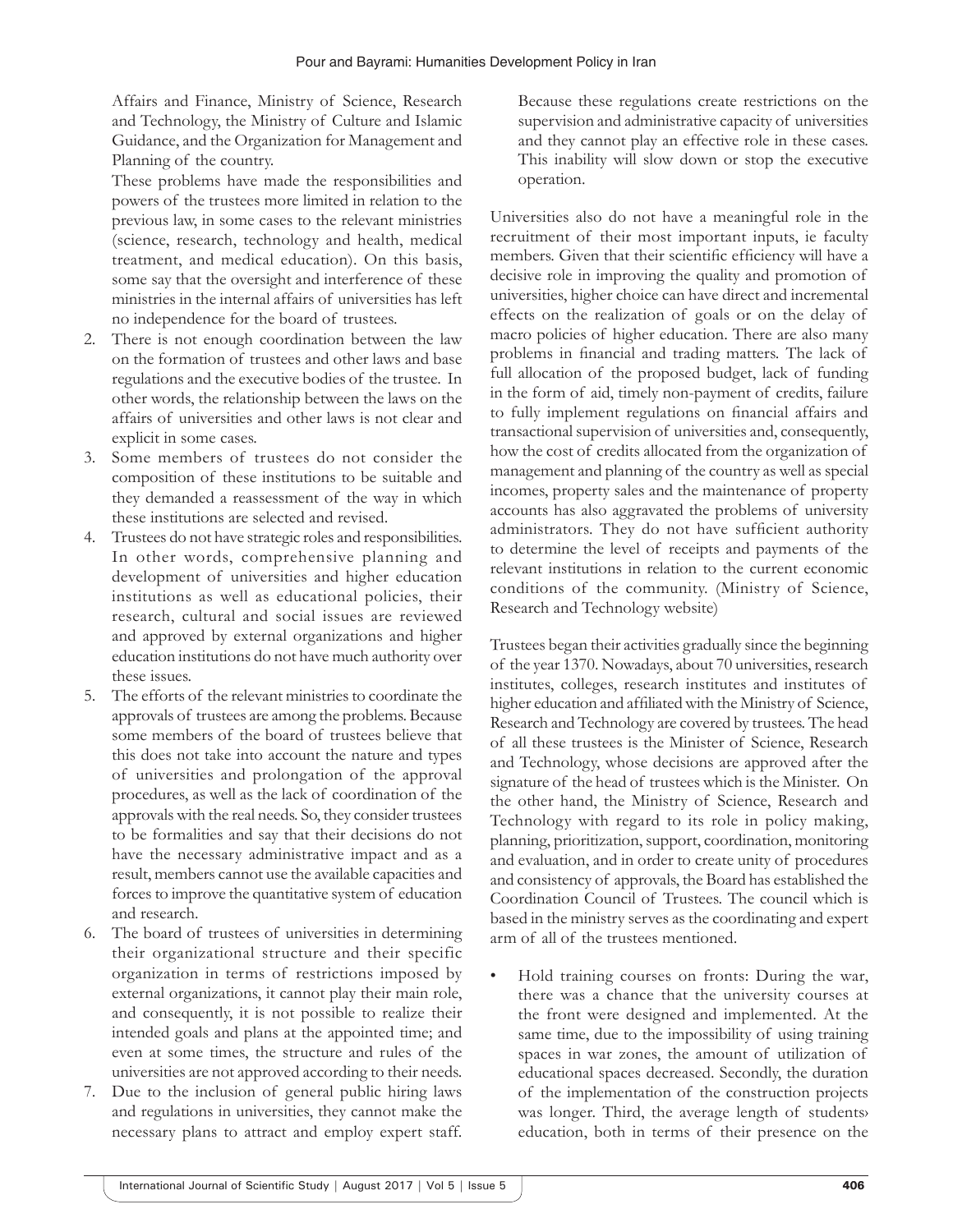Affairs and Finance, Ministry of Science, Research and Technology, the Ministry of Culture and Islamic Guidance, and the Organization for Management and Planning of the country.

These problems have made the responsibilities and powers of the trustees more limited in relation to the previous law, in some cases to the relevant ministries (science, research, technology and health, medical treatment, and medical education). On this basis, some say that the oversight and interference of these ministries in the internal affairs of universities has left no independence for the board of trustees.

2. There is not enough coordination between the law on the formation of trustees and other laws and base regulations and the executive bodies of the trustee. In other words, the relationship between the laws on the affairs of universities and other laws is not clear and explicit in some cases.
3. Some members of trustees do not consider the composition of these institutions to be suitable and they demanded a reassessment of the way in which these institutions are selected and revised.
4. Trustees do not have strategic roles and responsibilities. In other words, comprehensive planning and development of universities and higher education institutions as well as educational policies, their research, cultural and social issues are reviewed and approved by external organizations and higher education institutions do not have much authority over these issues.
5. The efforts of the relevant ministries to coordinate the approvals of trustees are among the problems. Because some members of the board of trustees believe that this does not take into account the nature and types of universities and prolongation of the approval procedures, as well as the lack of coordination of the approvals with the real needs. So, they consider trustees to be formalities and say that their decisions do not have the necessary administrative impact and as a result, members cannot use the available capacities and forces to improve the quantitative system of education and research.
6. The board of trustees of universities in determining their organizational structure and their specific organization in terms of restrictions imposed by external organizations, it cannot play their main role, and consequently, it is not possible to realize their intended goals and plans at the appointed time; and even at some times, the structure and rules of the universities are not approved according to their needs.
7. Due to the inclusion of general public hiring laws and regulations in universities, they cannot make the necessary plans to attract and employ expert staff. Because these regulations create restrictions on the supervision and administrative capacity of universities and they cannot play an effective role in these cases. This inability will slow down or stop the executive operation.

Universities also do not have a meaningful role in the recruitment of their most important inputs, ie faculty members. Given that their scientific efficiency will have a decisive role in improving the quality and promotion of universities, higher choice can have direct and incremental effects on the realization of goals or on the delay of macro policies of higher education. There are also many problems in financial and trading matters. The lack of full allocation of the proposed budget, lack of funding in the form of aid, timely non-payment of credits, failure to fully implement regulations on financial affairs and transactional supervision of universities and, consequently, how the cost of credits allocated from the organization of management and planning of the country as well as special incomes, property sales and the maintenance of property accounts has also aggravated the problems of university administrators. They do not have sufficient authority to determine the level of receipts and payments of the relevant institutions in relation to the current economic conditions of the community. (Ministry of Science, Research and Technology website)

Trustees began their activities gradually since the beginning of the year 1370. Nowadays, about 70 universities, research institutes, colleges, research institutes and institutes of higher education and affiliated with the Ministry of Science, Research and Technology are covered by trustees. The head of all these trustees is the Minister of Science, Research and Technology, whose decisions are approved after the signature of the head of trustees which is the Minister. On the other hand, the Ministry of Science, Research and Technology with regard to its role in policy making, planning, prioritization, support, coordination, monitoring and evaluation, and in order to create unity of procedures and consistency of approvals, the Board has established the Coordination Council of Trustees. The council which is based in the ministry serves as the coordinating and expert arm of all of the trustees mentioned.

- Hold training courses on fronts: During the war, there was a chance that the university courses at the front were designed and implemented. At the same time, due to the impossibility of using training spaces in war zones, the amount of utilization of educational spaces decreased. Secondly, the duration of the implementation of the construction projects was longer. Third, the average length of students› education, both in terms of their presence on the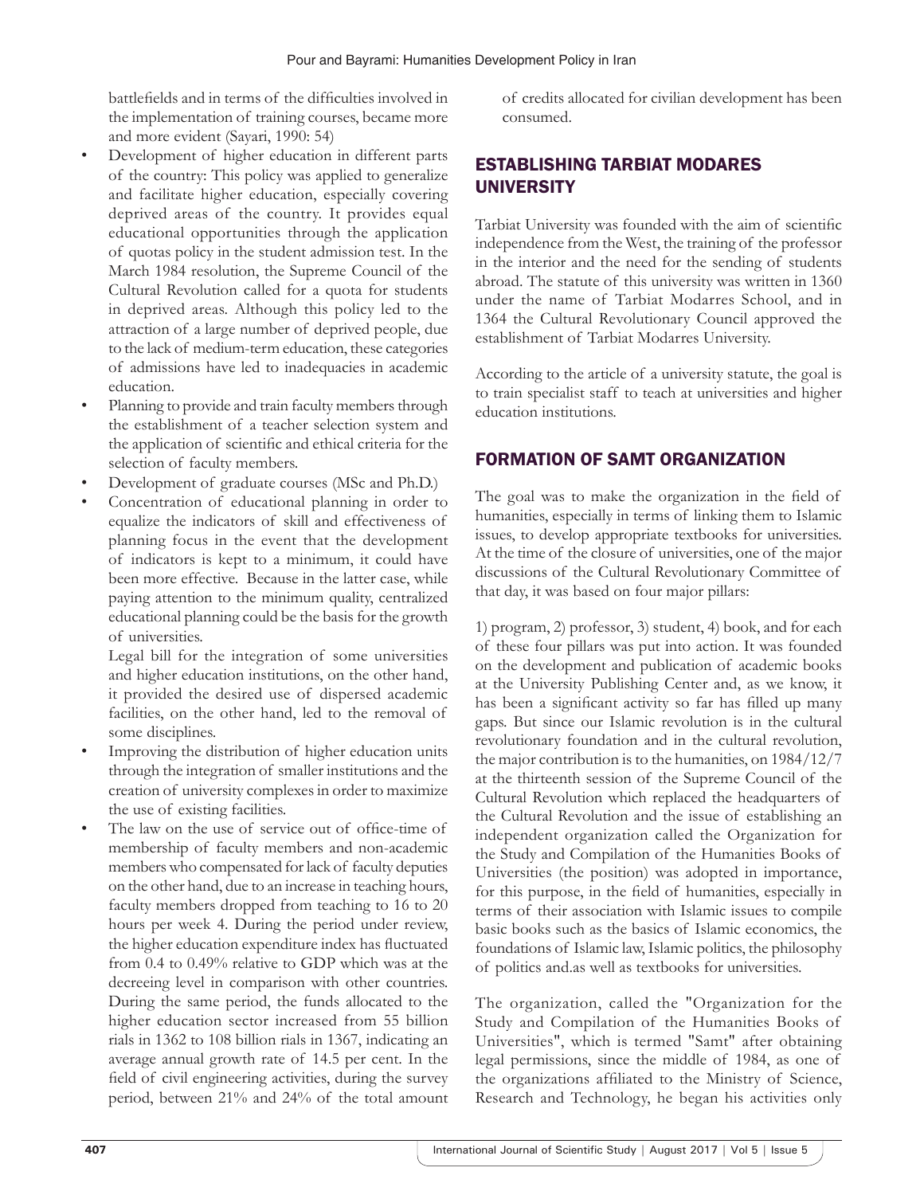battlefields and in terms of the difficulties involved in the implementation of training courses, became more and more evident (Sayari, 1990: 54)

- Development of higher education in different parts of the country: This policy was applied to generalize and facilitate higher education, especially covering deprived areas of the country. It provides equal educational opportunities through the application of quotas policy in the student admission test. In the March 1984 resolution, the Supreme Council of the Cultural Revolution called for a quota for students in deprived areas. Although this policy led to the attraction of a large number of deprived people, due to the lack of medium-term education, these categories of admissions have led to inadequacies in academic education.
- Planning to provide and train faculty members through the establishment of a teacher selection system and the application of scientific and ethical criteria for the selection of faculty members.
- Development of graduate courses (MSc and Ph.D.)
- Concentration of educational planning in order to equalize the indicators of skill and effectiveness of planning focus in the event that the development of indicators is kept to a minimum, it could have been more effective. Because in the latter case, while paying attention to the minimum quality, centralized educational planning could be the basis for the growth of universities.

  Legal bill for the integration of some universities and higher education institutions, on the other hand, it provided the desired use of dispersed academic facilities, on the other hand, led to the removal of some disciplines.
- Improving the distribution of higher education units through the integration of smaller institutions and the creation of university complexes in order to maximize the use of existing facilities.
- The law on the use of service out of office-time of membership of faculty members and non-academic members who compensated for lack of faculty deputies on the other hand, due to an increase in teaching hours, faculty members dropped from teaching to 16 to 20 hours per week 4. During the period under review, the higher education expenditure index has fluctuated from 0.4 to 0.49% relative to GDP which was at the decreeing level in comparison with other countries. During the same period, the funds allocated to the higher education sector increased from 55 billion rials in 1362 to 108 billion rials in 1367, indicating an average annual growth rate of 14.5 per cent. In the field of civil engineering activities, during the survey period, between 21% and 24% of the total amount of credits allocated for civilian development has been consumed.

## ESTABLISHING TARBIAT MODARES UNIVERSITY

Tarbiat University was founded with the aim of scientific independence from the West, the training of the professor in the interior and the need for the sending of students abroad. The statute of this university was written in 1360 under the name of Tarbiat Modarres School, and in 1364 the Cultural Revolutionary Council approved the establishment of Tarbiat Modarres University.

According to the article of a university statute, the goal is to train specialist staff to teach at universities and higher education institutions.

## FORMATION OF SAMT ORGANIZATION

The goal was to make the organization in the field of humanities, especially in terms of linking them to Islamic issues, to develop appropriate textbooks for universities. At the time of the closure of universities, one of the major discussions of the Cultural Revolutionary Committee of that day, it was based on four major pillars:

1) program, 2) professor, 3) student, 4) book, and for each of these four pillars was put into action. It was founded on the development and publication of academic books at the University Publishing Center and, as we know, it has been a significant activity so far has filled up many gaps. But since our Islamic revolution is in the cultural revolutionary foundation and in the cultural revolution, the major contribution is to the humanities, on 1984/12/7 at the thirteenth session of the Supreme Council of the Cultural Revolution which replaced the headquarters of the Cultural Revolution and the issue of establishing an independent organization called the Organization for the Study and Compilation of the Humanities Books of Universities (the position) was adopted in importance, for this purpose, in the field of humanities, especially in terms of their association with Islamic issues to compile basic books such as the basics of Islamic economics, the foundations of Islamic law, Islamic politics, the philosophy of politics and.as well as textbooks for universities.

The organization, called the "Organization for the Study and Compilation of the Humanities Books of Universities", which is termed "Samt" after obtaining legal permissions, since the middle of 1984, as one of the organizations affiliated to the Ministry of Science, Research and Technology, he began his activities only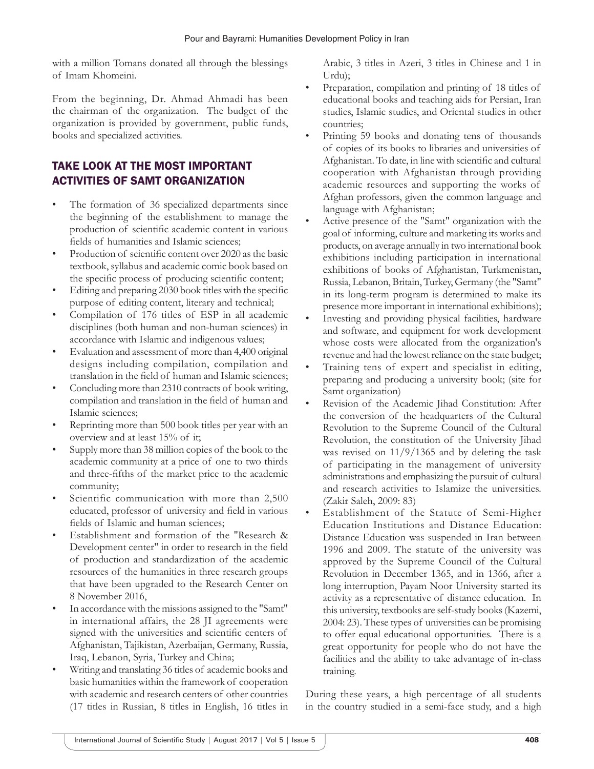with a million Tomans donated all through the blessings of Imam Khomeini.

From the beginning, Dr. Ahmad Ahmadi has been the chairman of the organization. The budget of the organization is provided by government, public funds, books and specialized activities.

## TAKE LOOK AT THE MOST IMPORTANT ACTIVITIES OF SAMT ORGANIZATION

- The formation of 36 specialized departments since the beginning of the establishment to manage the production of scientific academic content in various fields of humanities and Islamic sciences;
- Production of scientific content over 2020 as the basic textbook, syllabus and academic comic book based on the specific process of producing scientific content;
- Editing and preparing 2030 book titles with the specific purpose of editing content, literary and technical;
- Compilation of 176 titles of ESP in all academic disciplines (both human and non-human sciences) in accordance with Islamic and indigenous values;
- Evaluation and assessment of more than 4,400 original designs including compilation, compilation and translation in the field of human and Islamic sciences;
- Concluding more than 2310 contracts of book writing, compilation and translation in the field of human and Islamic sciences;
- Reprinting more than 500 book titles per year with an overview and at least 15% of it;
- Supply more than 38 million copies of the book to the academic community at a price of one to two thirds and three-fifths of the market price to the academic community;
- Scientific communication with more than 2,500 educated, professor of university and field in various fields of Islamic and human sciences;
- Establishment and formation of the "Research & Development center" in order to research in the field of production and standardization of the academic resources of the humanities in three research groups that have been upgraded to the Research Center on 8 November 2016,
- In accordance with the missions assigned to the "Samt" in international affairs, the 28 JI agreements were signed with the universities and scientific centers of Afghanistan, Tajikistan, Azerbaijan, Germany, Russia, Iraq, Lebanon, Syria, Turkey and China;
- Writing and translating 36 titles of academic books and basic humanities within the framework of cooperation with academic and research centers of other countries (17 titles in Russian, 8 titles in English, 16 titles in Arabic, 3 titles in Azeri, 3 titles in Chinese and 1 in Urdu);
- Preparation, compilation and printing of 18 titles of educational books and teaching aids for Persian, Iran studies, Islamic studies, and Oriental studies in other countries;
- Printing 59 books and donating tens of thousands of copies of its books to libraries and universities of Afghanistan. To date, in line with scientific and cultural cooperation with Afghanistan through providing academic resources and supporting the works of Afghan professors, given the common language and language with Afghanistan;
- Active presence of the "Samt" organization with the goal of informing, culture and marketing its works and products, on average annually in two international book exhibitions including participation in international exhibitions of books of Afghanistan, Turkmenistan, Russia, Lebanon, Britain, Turkey, Germany (the "Samt" in its long-term program is determined to make its presence more important in international exhibitions);
- Investing and providing physical facilities, hardware and software, and equipment for work development whose costs were allocated from the organization's revenue and had the lowest reliance on the state budget;
- Training tens of expert and specialist in editing, preparing and producing a university book; (site for Samt organization)
- Revision of the Academic Jihad Constitution: After the conversion of the headquarters of the Cultural Revolution to the Supreme Council of the Cultural Revolution, the constitution of the University Jihad was revised on 11/9/1365 and by deleting the task of participating in the management of university administrations and emphasizing the pursuit of cultural and research activities to Islamize the universities. (Zakir Saleh, 2009: 83)
- Establishment of the Statute of Semi-Higher Education Institutions and Distance Education: Distance Education was suspended in Iran between 1996 and 2009. The statute of the university was approved by the Supreme Council of the Cultural Revolution in December 1365, and in 1366, after a long interruption, Payam Noor University started its activity as a representative of distance education. In this university, textbooks are self-study books (Kazemi, 2004: 23). These types of universities can be promising to offer equal educational opportunities. There is a great opportunity for people who do not have the facilities and the ability to take advantage of in-class training.

During these years, a high percentage of all students in the country studied in a semi-face study, and a high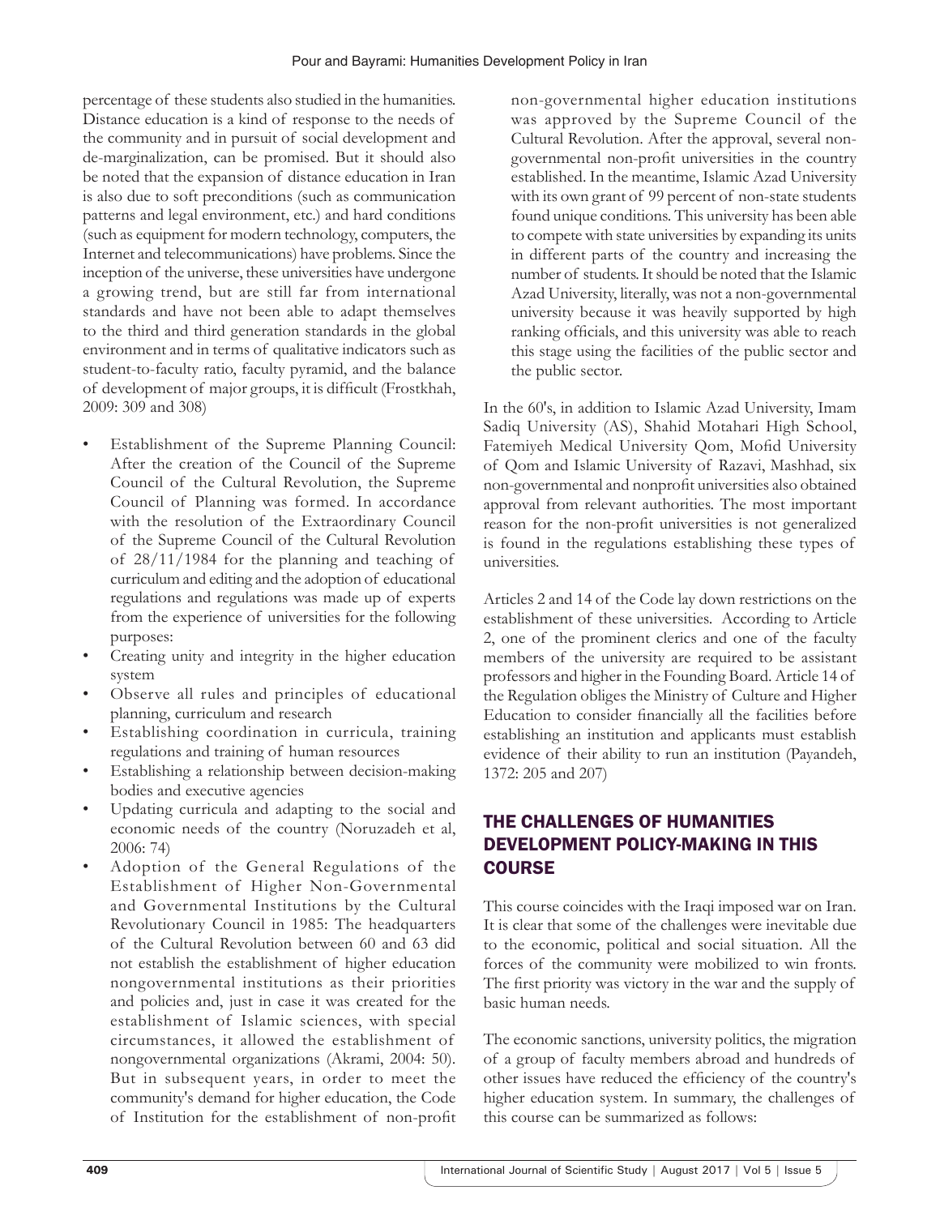percentage of these students also studied in the humanities. Distance education is a kind of response to the needs of the community and in pursuit of social development and de-marginalization, can be promised. But it should also be noted that the expansion of distance education in Iran is also due to soft preconditions (such as communication patterns and legal environment, etc.) and hard conditions (such as equipment for modern technology, computers, the Internet and telecommunications) have problems. Since the inception of the universe, these universities have undergone a growing trend, but are still far from international standards and have not been able to adapt themselves to the third and third generation standards in the global environment and in terms of qualitative indicators such as student-to-faculty ratio, faculty pyramid, and the balance of development of major groups, it is difficult (Frostkhah, 2009: 309 and 308)

- Establishment of the Supreme Planning Council: After the creation of the Council of the Supreme Council of the Cultural Revolution, the Supreme Council of Planning was formed. In accordance with the resolution of the Extraordinary Council of the Supreme Council of the Cultural Revolution of 28/11/1984 for the planning and teaching of curriculum and editing and the adoption of educational regulations and regulations was made up of experts from the experience of universities for the following purposes:
- Creating unity and integrity in the higher education system
- Observe all rules and principles of educational planning, curriculum and research
- Establishing coordination in curricula, training regulations and training of human resources
- Establishing a relationship between decision-making bodies and executive agencies
- Updating curricula and adapting to the social and economic needs of the country (Noruzadeh et al, 2006: 74)
- Adoption of the General Regulations of the Establishment of Higher Non-Governmental and Governmental Institutions by the Cultural Revolutionary Council in 1985: The headquarters of the Cultural Revolution between 60 and 63 did not establish the establishment of higher education nongovernmental institutions as their priorities and policies and, just in case it was created for the establishment of Islamic sciences, with special circumstances, it allowed the establishment of nongovernmental organizations (Akrami, 2004: 50). But in subsequent years, in order to meet the community's demand for higher education, the Code of Institution for the establishment of non-profit non-governmental higher education institutions was approved by the Supreme Council of the Cultural Revolution. After the approval, several non-governmental non-profit universities in the country established. In the meantime, Islamic Azad University with its own grant of 99 percent of non-state students found unique conditions. This university has been able to compete with state universities by expanding its units in different parts of the country and increasing the number of students. It should be noted that the Islamic Azad University, literally, was not a non-governmental university because it was heavily supported by high ranking officials, and this university was able to reach this stage using the facilities of the public sector and the public sector.

In the 60's, in addition to Islamic Azad University, Imam Sadiq University (AS), Shahid Motahari High School, Fatemiyeh Medical University Qom, Mofid University of Qom and Islamic University of Razavi, Mashhad, six non-governmental and nonprofit universities also obtained approval from relevant authorities. The most important reason for the non-profit universities is not generalized is found in the regulations establishing these types of universities.

Articles 2 and 14 of the Code lay down restrictions on the establishment of these universities. According to Article 2, one of the prominent clerics and one of the faculty members of the university are required to be assistant professors and higher in the Founding Board. Article 14 of the Regulation obliges the Ministry of Culture and Higher Education to consider financially all the facilities before establishing an institution and applicants must establish evidence of their ability to run an institution (Payandeh, 1372: 205 and 207)

## THE CHALLENGES OF HUMANITIES DEVELOPMENT POLICY-MAKING IN THIS COURSE

This course coincides with the Iraqi imposed war on Iran. It is clear that some of the challenges were inevitable due to the economic, political and social situation. All the forces of the community were mobilized to win fronts. The first priority was victory in the war and the supply of basic human needs.

The economic sanctions, university politics, the migration of a group of faculty members abroad and hundreds of other issues have reduced the efficiency of the country's higher education system. In summary, the challenges of this course can be summarized as follows: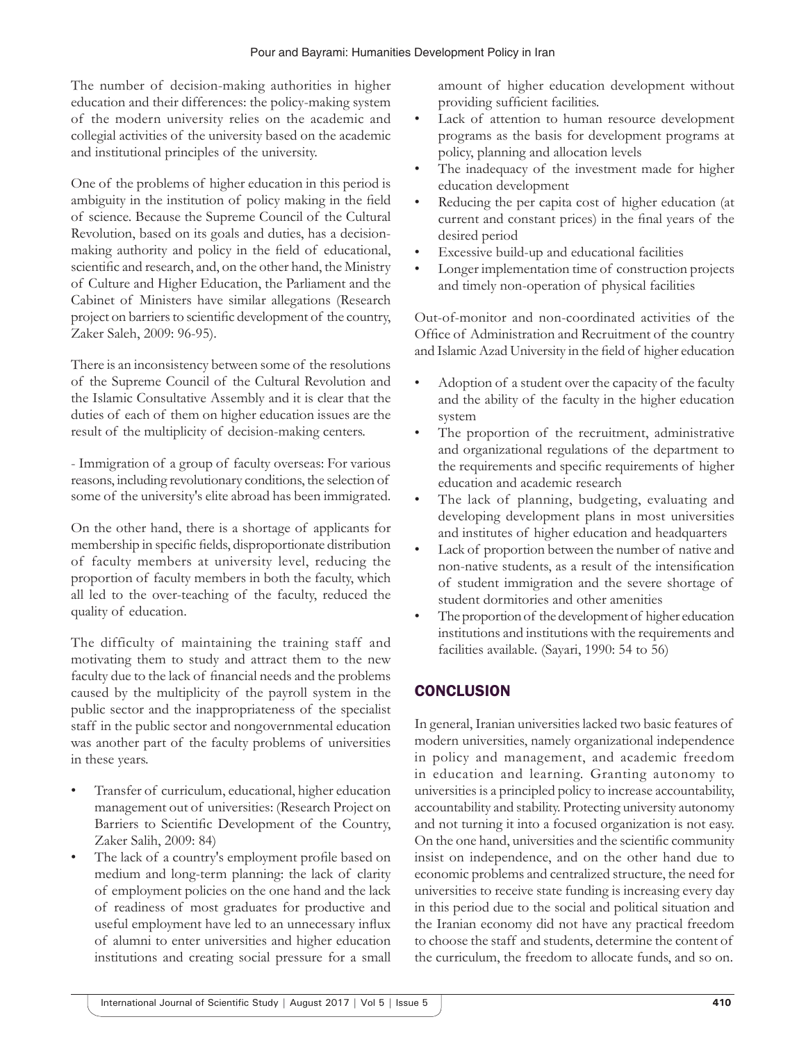The number of decision-making authorities in higher education and their differences: the policy-making system of the modern university relies on the academic and collegial activities of the university based on the academic and institutional principles of the university.

One of the problems of higher education in this period is ambiguity in the institution of policy making in the field of science. Because the Supreme Council of the Cultural Revolution, based on its goals and duties, has a decision-making authority and policy in the field of educational, scientific and research, and, on the other hand, the Ministry of Culture and Higher Education, the Parliament and the Cabinet of Ministers have similar allegations (Research project on barriers to scientific development of the country, Zaker Saleh, 2009: 96-95).

There is an inconsistency between some of the resolutions of the Supreme Council of the Cultural Revolution and the Islamic Consultative Assembly and it is clear that the duties of each of them on higher education issues are the result of the multiplicity of decision-making centers.

- Immigration of a group of faculty overseas: For various reasons, including revolutionary conditions, the selection of some of the university's elite abroad has been immigrated.

On the other hand, there is a shortage of applicants for membership in specific fields, disproportionate distribution of faculty members at university level, reducing the proportion of faculty members in both the faculty, which all led to the over-teaching of the faculty, reduced the quality of education.

The difficulty of maintaining the training staff and motivating them to study and attract them to the new faculty due to the lack of financial needs and the problems caused by the multiplicity of the payroll system in the public sector and the inappropriateness of the specialist staff in the public sector and nongovernmental education was another part of the faculty problems of universities in these years.

- Transfer of curriculum, educational, higher education management out of universities: (Research Project on Barriers to Scientific Development of the Country, Zaker Salih, 2009: 84)
- The lack of a country's employment profile based on medium and long-term planning: the lack of clarity of employment policies on the one hand and the lack of readiness of most graduates for productive and useful employment have led to an unnecessary influx of alumni to enter universities and higher education institutions and creating social pressure for a small amount of higher education development without providing sufficient facilities.
- Lack of attention to human resource development programs as the basis for development programs at policy, planning and allocation levels
- The inadequacy of the investment made for higher education development
- Reducing the per capita cost of higher education (at current and constant prices) in the final years of the desired period
- Excessive build-up and educational facilities
- Longer implementation time of construction projects and timely non-operation of physical facilities

Out-of-monitor and non-coordinated activities of the Office of Administration and Recruitment of the country and Islamic Azad University in the field of higher education

- Adoption of a student over the capacity of the faculty and the ability of the faculty in the higher education system
- The proportion of the recruitment, administrative and organizational regulations of the department to the requirements and specific requirements of higher education and academic research
- The lack of planning, budgeting, evaluating and developing development plans in most universities and institutes of higher education and headquarters
- Lack of proportion between the number of native and non-native students, as a result of the intensification of student immigration and the severe shortage of student dormitories and other amenities
- The proportion of the development of higher education institutions and institutions with the requirements and facilities available. (Sayari, 1990: 54 to 56)

## CONCLUSION

In general, Iranian universities lacked two basic features of modern universities, namely organizational independence in policy and management, and academic freedom in education and learning. Granting autonomy to universities is a principled policy to increase accountability, accountability and stability. Protecting university autonomy and not turning it into a focused organization is not easy. On the one hand, universities and the scientific community insist on independence, and on the other hand due to economic problems and centralized structure, the need for universities to receive state funding is increasing every day in this period due to the social and political situation and the Iranian economy did not have any practical freedom to choose the staff and students, determine the content of the curriculum, the freedom to allocate funds, and so on.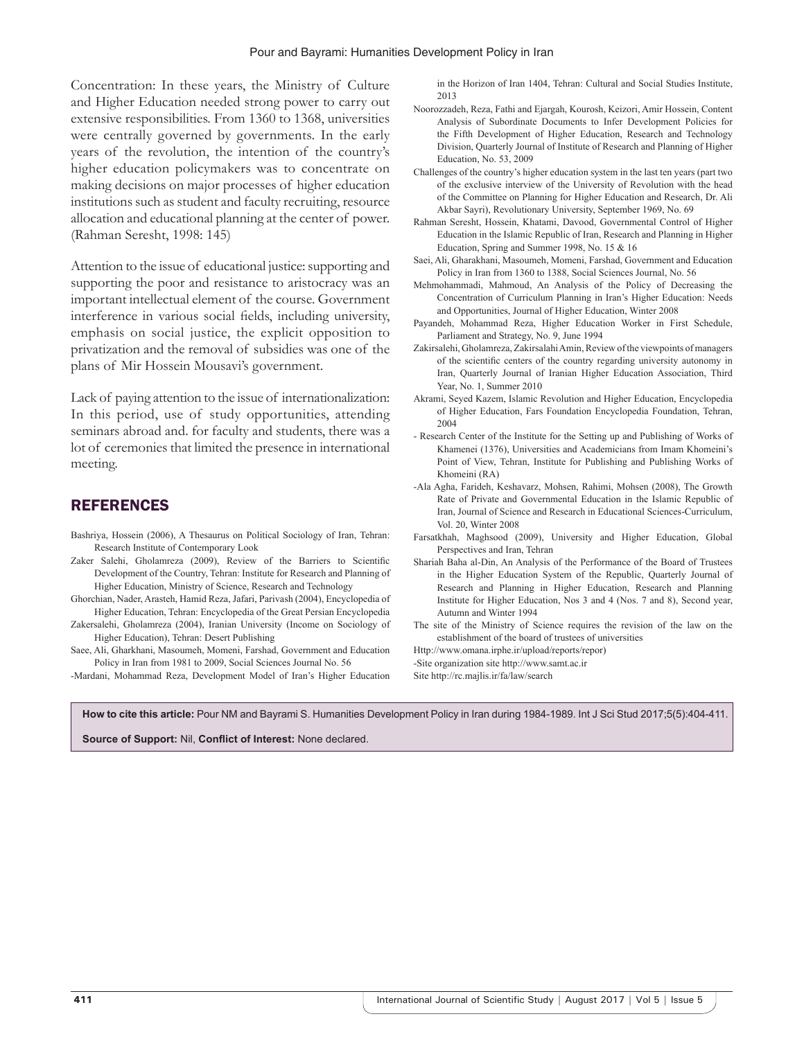Concentration: In these years, the Ministry of Culture and Higher Education needed strong power to carry out extensive responsibilities. From 1360 to 1368, universities were centrally governed by governments. In the early years of the revolution, the intention of the country's higher education policymakers was to concentrate on making decisions on major processes of higher education institutions such as student and faculty recruiting, resource allocation and educational planning at the center of power. (Rahman Seresht, 1998: 145)

Attention to the issue of educational justice: supporting and supporting the poor and resistance to aristocracy was an important intellectual element of the course. Government interference in various social fields, including university, emphasis on social justice, the explicit opposition to privatization and the removal of subsidies was one of the plans of Mir Hossein Mousavi's government.

Lack of paying attention to the issue of internationalization: In this period, use of study opportunities, attending seminars abroad and. for faculty and students, there was a lot of ceremonies that limited the presence in international meeting.

## REFERENCES

Bashriya, Hossein (2006), A Thesaurus on Political Sociology of Iran, Tehran: Research Institute of Contemporary Look

Zaker Salehi, Gholamreza (2009), Review of the Barriers to Scientific Development of the Country, Tehran: Institute for Research and Planning of Higher Education, Ministry of Science, Research and Technology

Ghorchian, Nader, Arasteh, Hamid Reza, Jafari, Parivash (2004), Encyclopedia of Higher Education, Tehran: Encyclopedia of the Great Persian Encyclopedia

Zakersalehi, Gholamreza (2004), Iranian University (Income on Sociology of Higher Education), Tehran: Desert Publishing

Saee, Ali, Gharkhani, Masoumeh, Momeni, Farshad, Government and Education Policy in Iran from 1981 to 2009, Social Sciences Journal No. 56

-Mardani, Mohammad Reza, Development Model of Iran's Higher Education in the Horizon of Iran 1404, Tehran: Cultural and Social Studies Institute, 2013

Noorozzadeh, Reza, Fathi and Ejargah, Kourosh, Keizori, Amir Hossein, Content Analysis of Subordinate Documents to Infer Development Policies for the Fifth Development of Higher Education, Research and Technology Division, Quarterly Journal of Institute of Research and Planning of Higher Education, No. 53, 2009

Challenges of the country's higher education system in the last ten years (part two of the exclusive interview of the University of Revolution with the head of the Committee on Planning for Higher Education and Research, Dr. Ali Akbar Sayri), Revolutionary University, September 1969, No. 69

Rahman Seresht, Hossein, Khatami, Davood, Governmental Control of Higher Education in the Islamic Republic of Iran, Research and Planning in Higher Education, Spring and Summer 1998, No. 15 & 16

Saei, Ali, Gharakhani, Masoumeh, Momeni, Farshad, Government and Education Policy in Iran from 1360 to 1388, Social Sciences Journal, No. 56

Mehmohammadi, Mahmoud, An Analysis of the Policy of Decreasing the Concentration of Curriculum Planning in Iran's Higher Education: Needs and Opportunities, Journal of Higher Education, Winter 2008

Payandeh, Mohammad Reza, Higher Education Worker in First Schedule, Parliament and Strategy, No. 9, June 1994

Zakirsalehi, Gholamreza, Zakirsalahi Amin, Review of the viewpoints of managers of the scientific centers of the country regarding university autonomy in Iran, Quarterly Journal of Iranian Higher Education Association, Third Year, No. 1, Summer 2010

Akrami, Seyed Kazem, Islamic Revolution and Higher Education, Encyclopedia of Higher Education, Fars Foundation Encyclopedia Foundation, Tehran, 2004

- Research Center of the Institute for the Setting up and Publishing of Works of Khamenei (1376), Universities and Academicians from Imam Khomeini's Point of View, Tehran, Institute for Publishing and Publishing Works of Khomeini (RA)

-Ala Agha, Farideh, Keshavarz, Mohsen, Rahimi, Mohsen (2008), The Growth Rate of Private and Governmental Education in the Islamic Republic of Iran, Journal of Science and Research in Educational Sciences-Curriculum, Vol. 20, Winter 2008

Farsatkhah, Maghsood (2009), University and Higher Education, Global Perspectives and Iran, Tehran

Shariah Baha al-Din, An Analysis of the Performance of the Board of Trustees in the Higher Education System of the Republic, Quarterly Journal of Research and Planning in Higher Education, Research and Planning Institute for Higher Education, Nos 3 and 4 (Nos. 7 and 8), Second year, Autumn and Winter 1994

The site of the Ministry of Science requires the revision of the law on the establishment of the board of trustees of universities

Http://www.omana.irphe.ir/upload/reports/repor)

-Site organization site http://www.samt.ac.ir

Site http://rc.majlis.ir/fa/law/search

**How to cite this article:** Pour NM and Bayrami S. Humanities Development Policy in Iran during 1984-1989. Int J Sci Stud 2017;5(5):404-411.

**Source of Support:** Nil, **Conflict of Interest:** None declared.